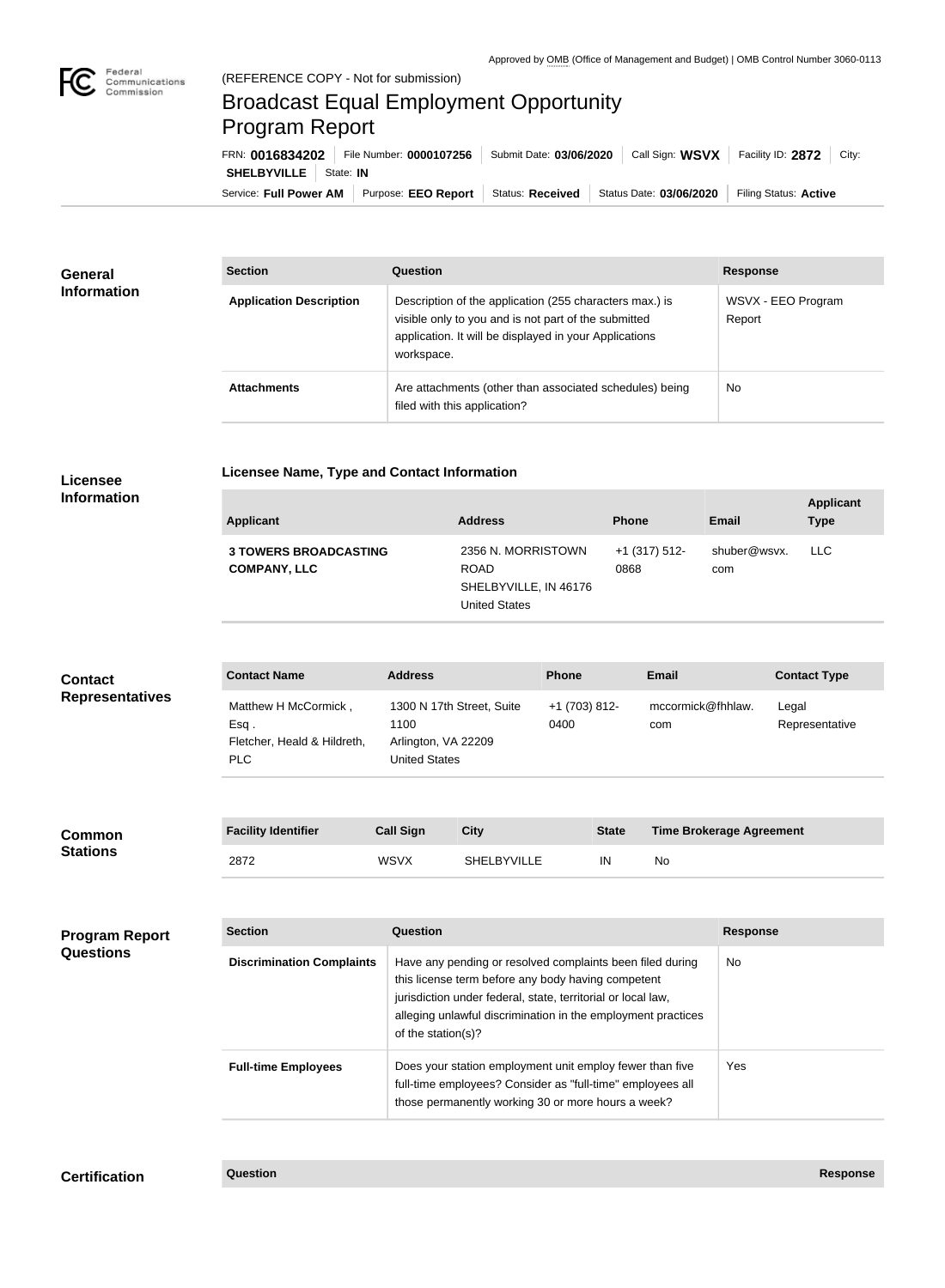Approved by OMB (Office of Management and Budget) | OMB Control Number 3060-0113

Federal Communications Commission

(REFERENCE COPY - Not for submission)

# Broadcast Equal Employment Opportunity Program Report

FRN: **0016834202** | File Number: **0000107256** | Submit Date: **03/06/2020** | Call Sign: **WSVX** | Facility ID: **2872** | City: **SHELBYVILLE** | State: **IN**

Service: **Full Power AM** | Purpose: **EEO Report** | Status: **Received** | Status Date: **03/06/2020** | Filing Status: **Active**

## General Information

| Section | Question | Response |
|---|---|---|
| **Application Description** | Description of the application (255 characters max.) is visible only to you and is not part of the submitted application. It will be displayed in your Applications workspace. | WSVX - EEO Program Report |
| **Attachments** | Are attachments (other than associated schedules) being filed with this application? | No |

## Licensee Information

### Licensee Name, Type and Contact Information

| Applicant | Address | Phone | Email | Applicant Type |
|---|---|---|---|---|
| **3 TOWERS BROADCASTING COMPANY, LLC** | 2356 N. MORRISTOWN ROAD SHELBYVILLE, IN 46176 United States | +1 (317) 512-0868 | shuber@wsvx.com | LLC |

## Contact Representatives

| Contact Name | Address | Phone | Email | Contact Type |
|---|---|---|---|---|
| Matthew H McCormick , Esq . Fletcher, Heald & Hildreth, PLC | 1300 N 17th Street, Suite 1100 Arlington, VA 22209 United States | +1 (703) 812-0400 | mccormick@fhhlaw.com | Legal Representative |

## Common Stations

| Facility Identifier | Call Sign | City | State | Time Brokerage Agreement |
|---|---|---|---|---|
| 2872 | WSVX | SHELBYVILLE | IN | No |

## Program Report Questions

| Section | Question | Response |
|---|---|---|
| **Discrimination Complaints** | Have any pending or resolved complaints been filed during this license term before any body having competent jurisdiction under federal, state, territorial or local law, alleging unlawful discrimination in the employment practices of the station(s)? | No |
| **Full-time Employees** | Does your station employment unit employ fewer than five full-time employees? Consider as "full-time" employees all those permanently working 30 or more hours a week? | Yes |

## Certification

| Question | Response |
|---|---|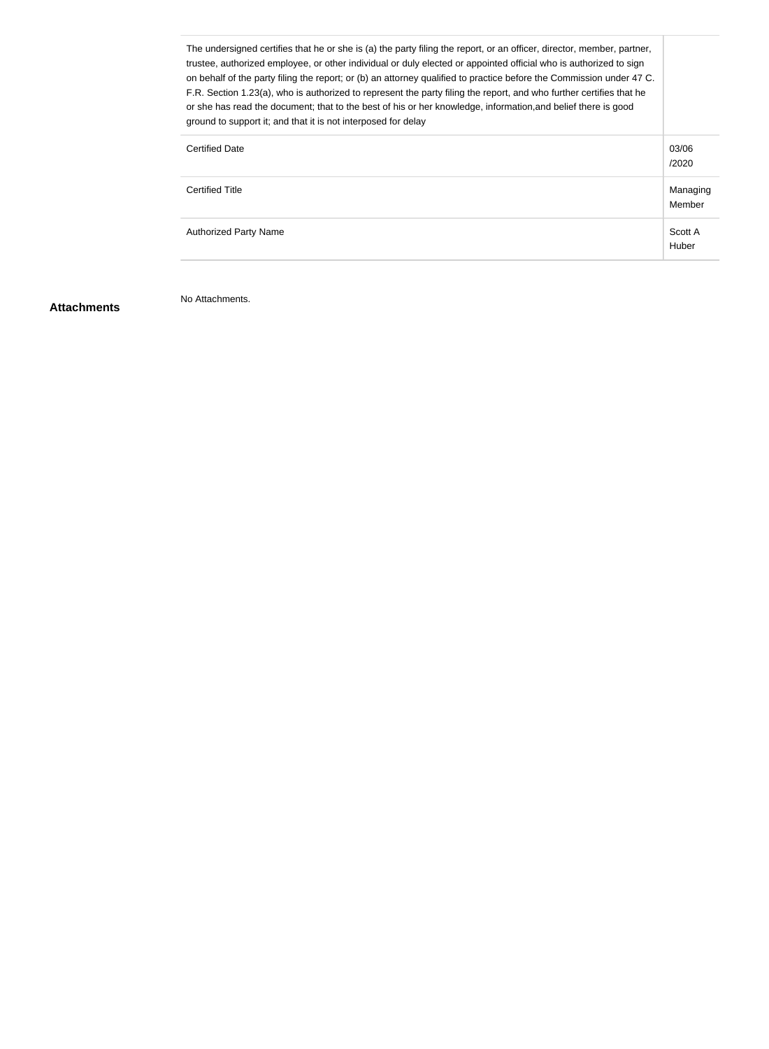| | |
|---|---|
| The undersigned certifies that he or she is (a) the party filing the report, or an officer, director, member, partner, trustee, authorized employee, or other individual or duly elected or appointed official who is authorized to sign on behalf of the party filing the report; or (b) an attorney qualified to practice before the Commission under 47 C.F.R. Section 1.23(a), who is authorized to represent the party filing the report, and who further certifies that he or she has read the document; that to the best of his or her knowledge, information,and belief there is good ground to support it; and that it is not interposed for delay | |
| Certified Date | 03/06/2020 |
| Certified Title | Managing Member |
| Authorized Party Name | Scott A Huber |

**Attachments**

No Attachments.